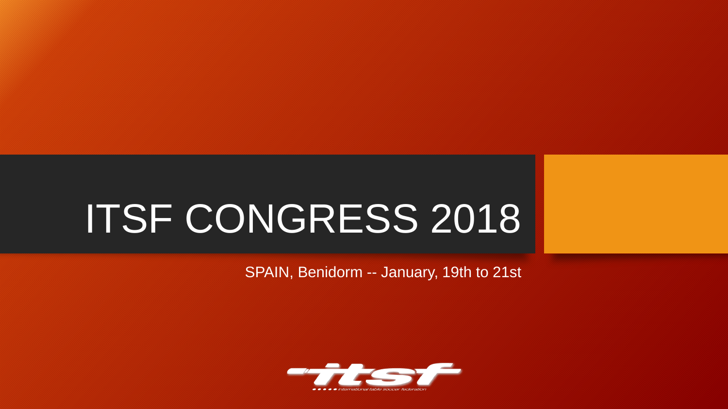# ITSF CONGRESS 2018

SPAIN, Benidorm -- January, 19th to 21st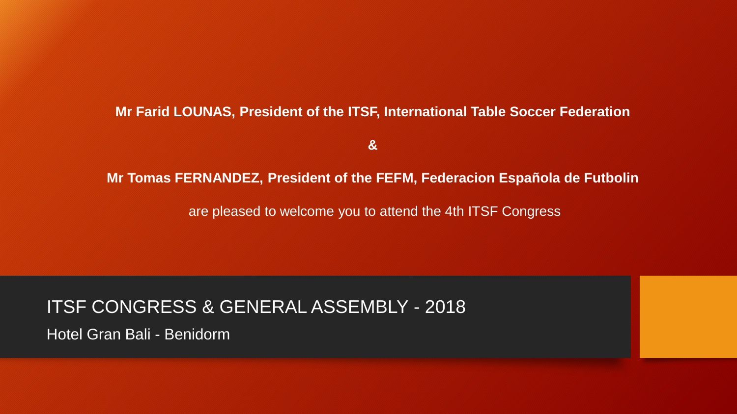**Mr Farid LOUNAS, President of the ITSF, International Table Soccer Federation**

**&**

**Mr Tomas FERNANDEZ, President of the FEFM, Federacion Española de Futbolin**

are pleased to welcome you to attend the 4th ITSF Congress

# ITSF CONGRESS & GENERAL ASSEMBLY - 2018

Hotel Gran Bali - Benidorm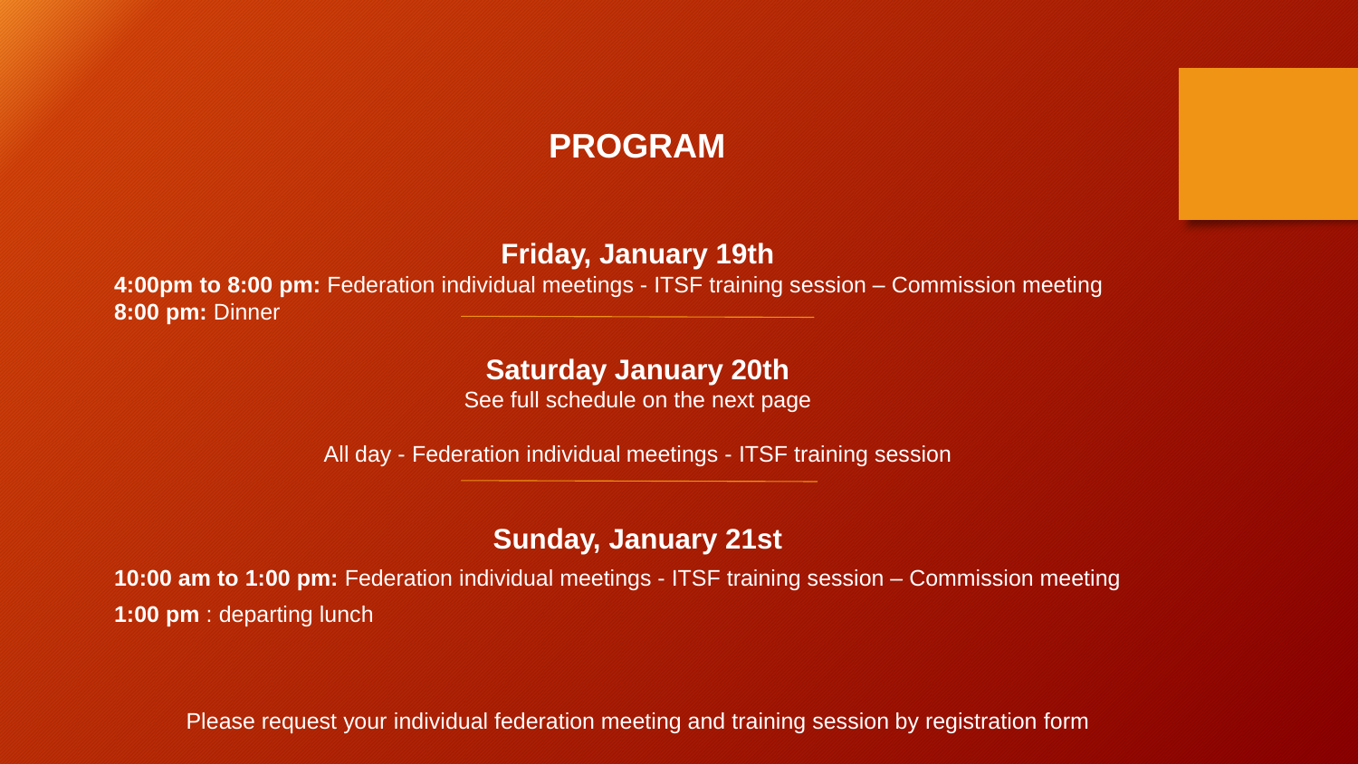# PROGRAM

## Friday, January 19th

**4:00pm to 8:00 pm:** Federation individual meetings - ITSF training session – Commission meeting
**8:00 pm:** Dinner

## Saturday January 20th

See full schedule on the next page

All day - Federation individual meetings - ITSF training session

## Sunday, January 21st

**10:00 am to 1:00 pm:** Federation individual meetings - ITSF training session – Commission meeting

**1:00 pm** : departing lunch

Please request your individual federation meeting and training session by registration form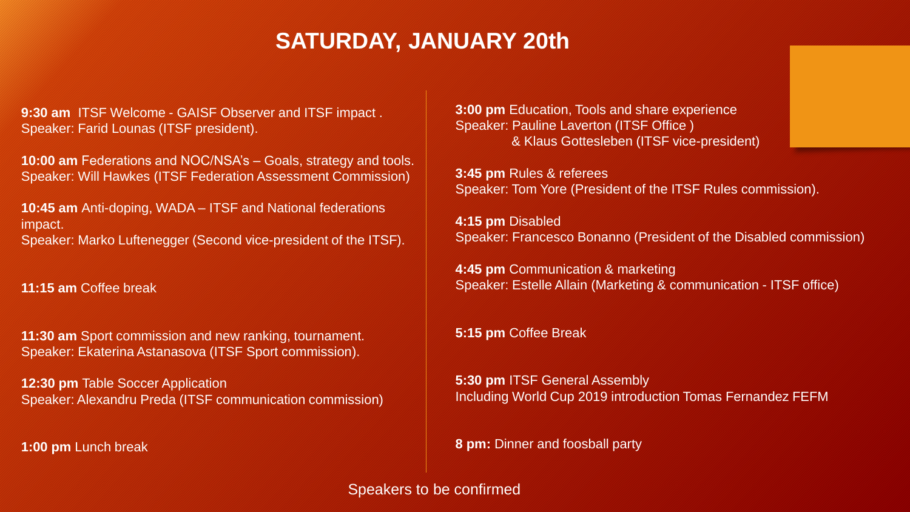# SATURDAY, JANUARY 20th

**9:30 am** ITSF Welcome - GAISF Observer and ITSF impact .
Speaker: Farid Lounas (ITSF president).

**10:00 am** Federations and NOC/NSA's – Goals, strategy and tools.
Speaker: Will Hawkes (ITSF Federation Assessment Commission)

**10:45 am** Anti-doping, WADA – ITSF and National federations impact.
Speaker: Marko Luftenegger (Second vice-president of the ITSF).

**11:15 am** Coffee break

**11:30 am** Sport commission and new ranking, tournament.
Speaker: Ekaterina Astanasova (ITSF Sport commission).

**12:30 pm** Table Soccer Application
Speaker: Alexandru Preda (ITSF communication commission)

**1:00 pm** Lunch break

**3:00 pm** Education, Tools and share experience
Speaker: Pauline Laverton (ITSF Office )
& Klaus Gottesleben (ITSF vice-president)

**3:45 pm** Rules & referees
Speaker: Tom Yore (President of the ITSF Rules commission).

**4:15 pm** Disabled
Speaker: Francesco Bonanno (President of the Disabled commission)

**4:45 pm** Communication & marketing
Speaker: Estelle Allain (Marketing & communication - ITSF office)

**5:15 pm** Coffee Break

**5:30 pm** ITSF General Assembly
Including World Cup 2019 introduction Tomas Fernandez FEFM

**8 pm:** Dinner and foosball party

Speakers to be confirmed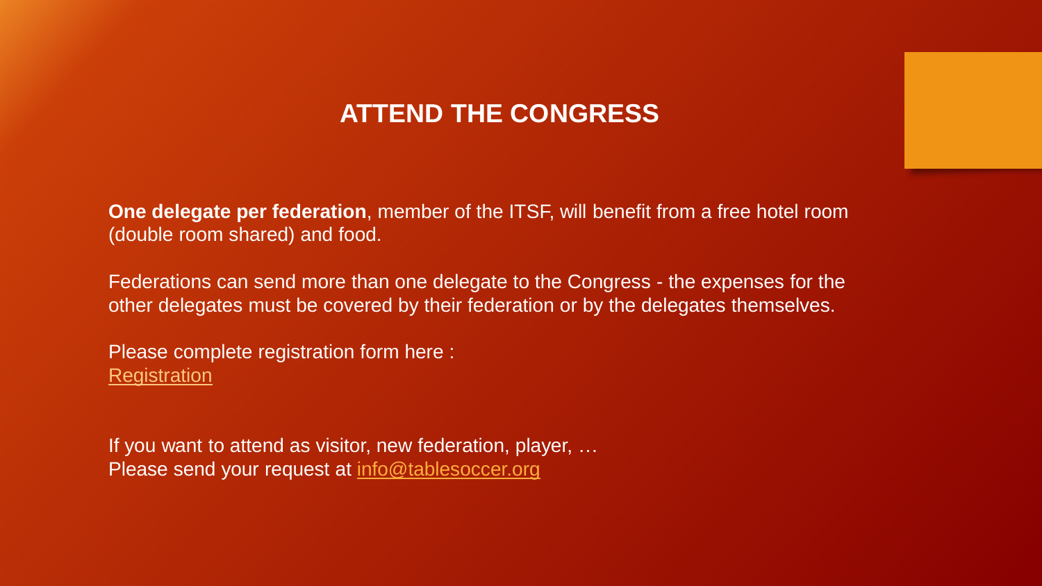# ATTEND THE CONGRESS

**One delegate per federation**, member of the ITSF, will benefit from a free hotel room (double room shared) and food.

Federations can send more than one delegate to the Congress - the expenses for the other delegates must be covered by their federation or by the delegates themselves.

Please complete registration form here :
Registration

If you want to attend as visitor, new federation, player, …
Please send your request at info@tablesoccer.org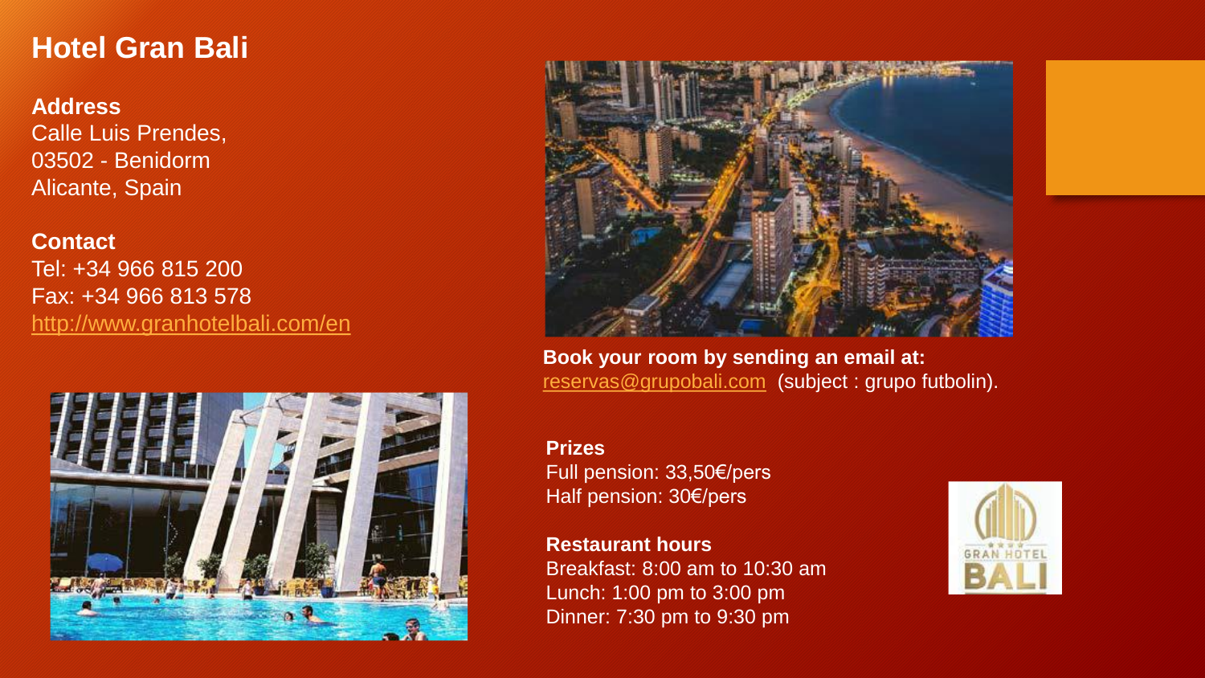# Hotel Gran Bali

**Address**
Calle Luis Prendes,
03502 - Benidorm
Alicante, Spain

**Contact**
Tel: +34 966 815 200
Fax: +34 966 813 578
http://www.granhotelbali.com/en

**Book your room by sending an email at:**
reservas@grupobali.com (subject : grupo futbolin).

**Prizes**
Full pension: 33,50€/pers
Half pension: 30€/pers

**Restaurant hours**
Breakfast: 8:00 am to 10:30 am
Lunch: 1:00 pm to 3:00 pm
Dinner: 7:30 pm to 9:30 pm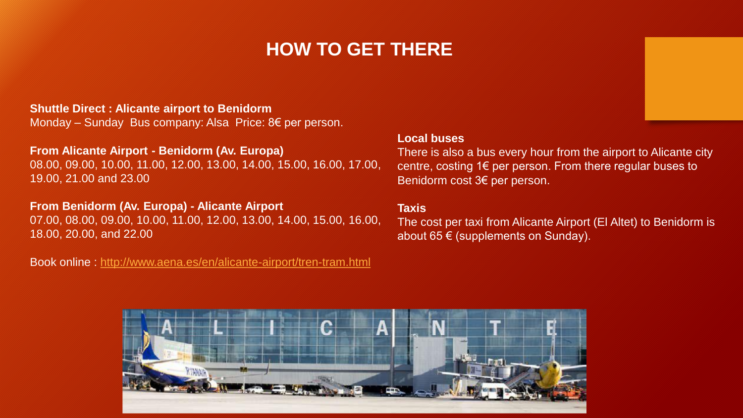# HOW TO GET THERE

**Shuttle Direct : Alicante airport to Benidorm**
Monday – Sunday  Bus company: Alsa  Price: 8€ per person.

**From Alicante Airport - Benidorm (Av. Europa)**
08.00, 09.00, 10.00, 11.00, 12.00, 13.00, 14.00, 15.00, 16.00, 17.00, 19.00, 21.00 and 23.00

**From Benidorm (Av. Europa) - Alicante Airport**
07.00, 08.00, 09.00, 10.00, 11.00, 12.00, 13.00, 14.00, 15.00, 16.00, 18.00, 20.00, and 22.00

Book online : [http://www.aena.es/en/alicante-airport/tren-tram.html](http://www.aena.es/en/alicante-airport/tren-tram.html)

**Local buses**
There is also a bus every hour from the airport to Alicante city centre, costing 1€ per person. From there regular buses to Benidorm cost 3€ per person.

**Taxis**
The cost per taxi from Alicante Airport (El Altet) to Benidorm is about 65 € (supplements on Sunday).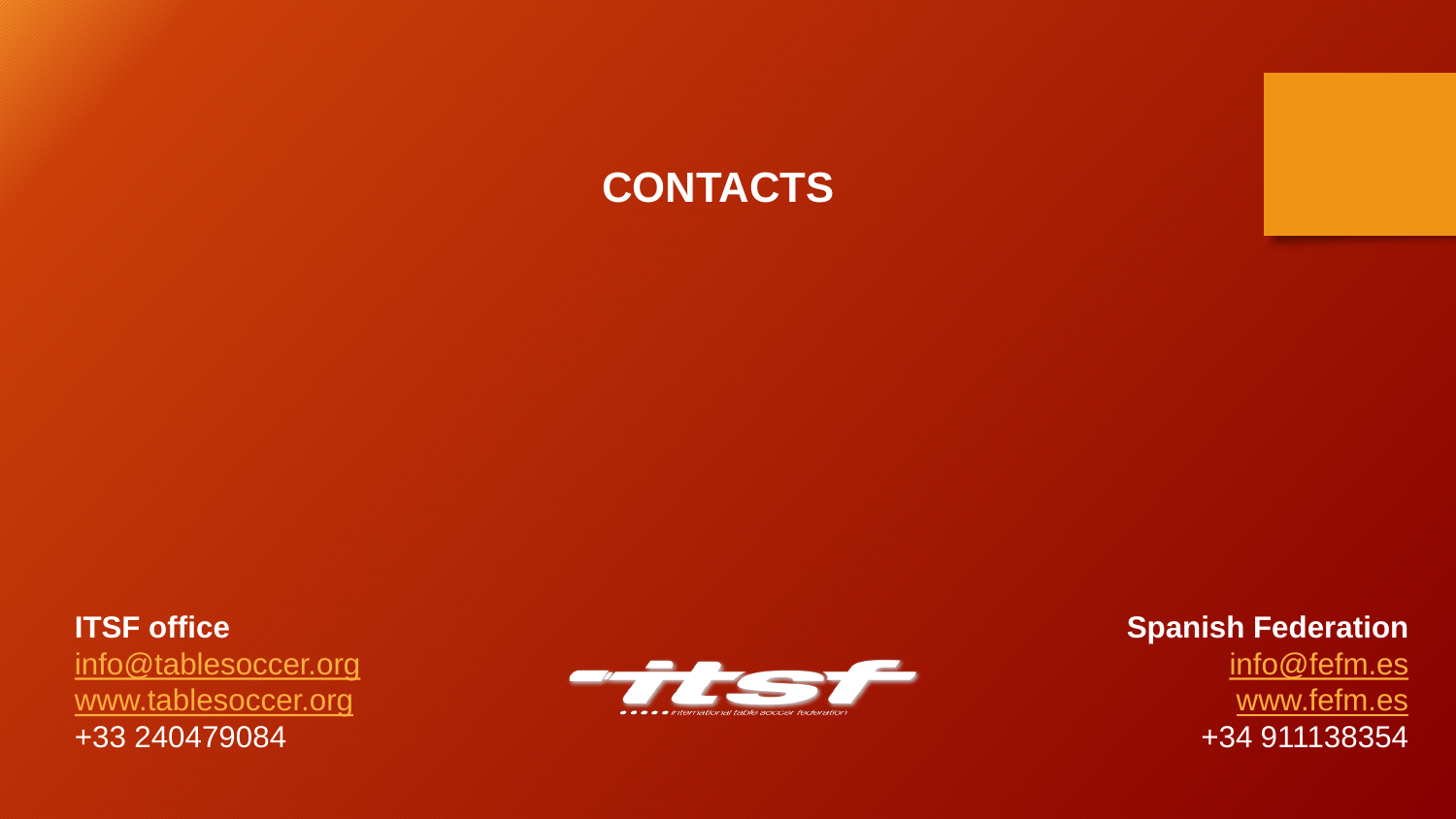# CONTACTS

**ITSF office**
info@tablesoccer.org
www.tablesoccer.org
+33 240479084

**Spanish Federation**
info@fefm.es
www.fefm.es
+34 911138354